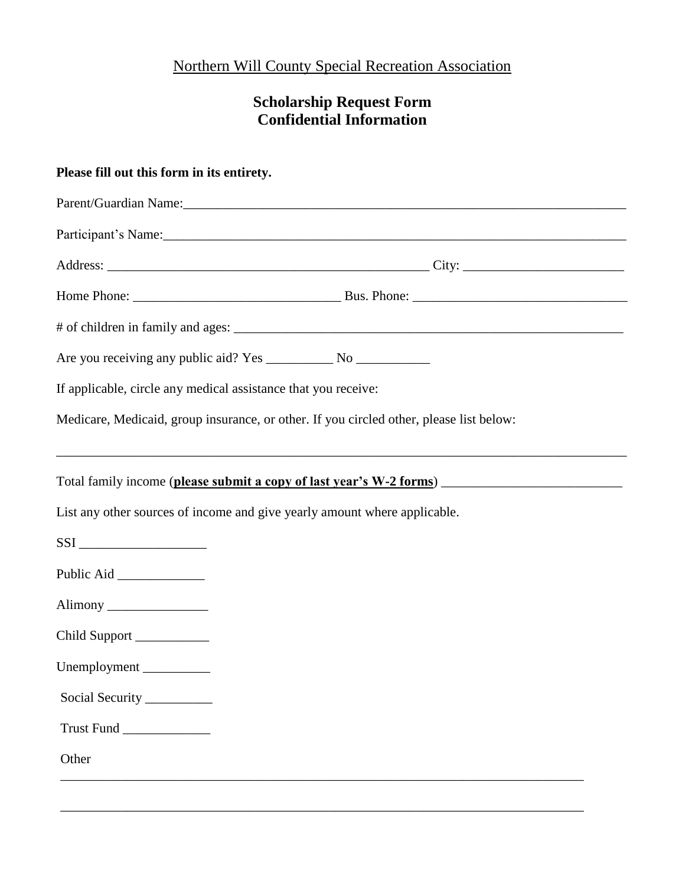Northern Will County Special Recreation Association

## Scholarship Request Form
## Confidential Information

**Please fill out this form in its entirety.**

Parent/Guardian Name:_______________________________________________________________________

Participant's Name:_________________________________________________________________________

Address: __________________________________________________ City: _________________________

Home Phone: _______________________________ Bus. Phone: ________________________________

# of children in family and ages: ______________________________________________________________

Are you receiving any public aid? Yes __________ No ___________

If applicable, circle any medical assistance that you receive:

Medicare, Medicaid, group insurance, or other. If you circled other, please list below:

_____________________________________________________________________________________

Total family income (**please submit a copy of last year's W-2 forms**) ___________________________

List any other sources of income and give yearly amount where applicable.

SSI ___________________

Public Aid _____________

Alimony _______________

Child Support ___________

Unemployment __________

Social Security __________

Trust Fund _____________

Other

_________________________________________________________________________________

_________________________________________________________________________________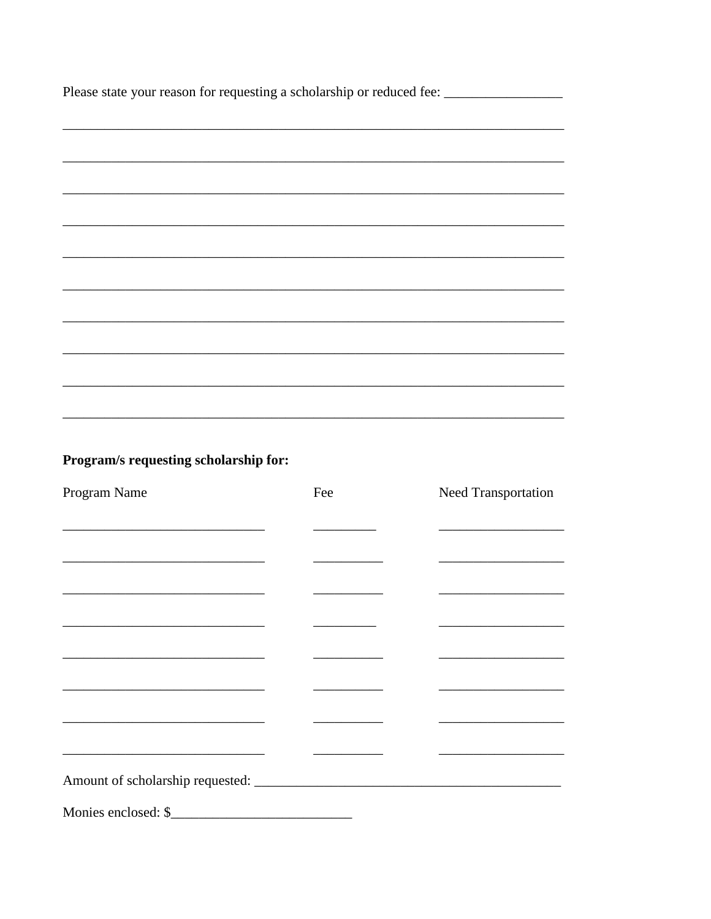Please state your reason for requesting a scholarship or reduced fee: _________________

___________________________________________________________________________

___________________________________________________________________________

___________________________________________________________________________

___________________________________________________________________________

___________________________________________________________________________

___________________________________________________________________________

___________________________________________________________________________

___________________________________________________________________________

___________________________________________________________________________

___________________________________________________________________________

**Program/s requesting scholarship for:**

| Program Name | Fee | Need Transportation |
|---|---|---|
| | | |
| | | |
| | | |
| | | |
| | | |
| | | |
| | | |
| | | |

Amount of scholarship requested: ____________________________________________

Monies enclosed: $__________________________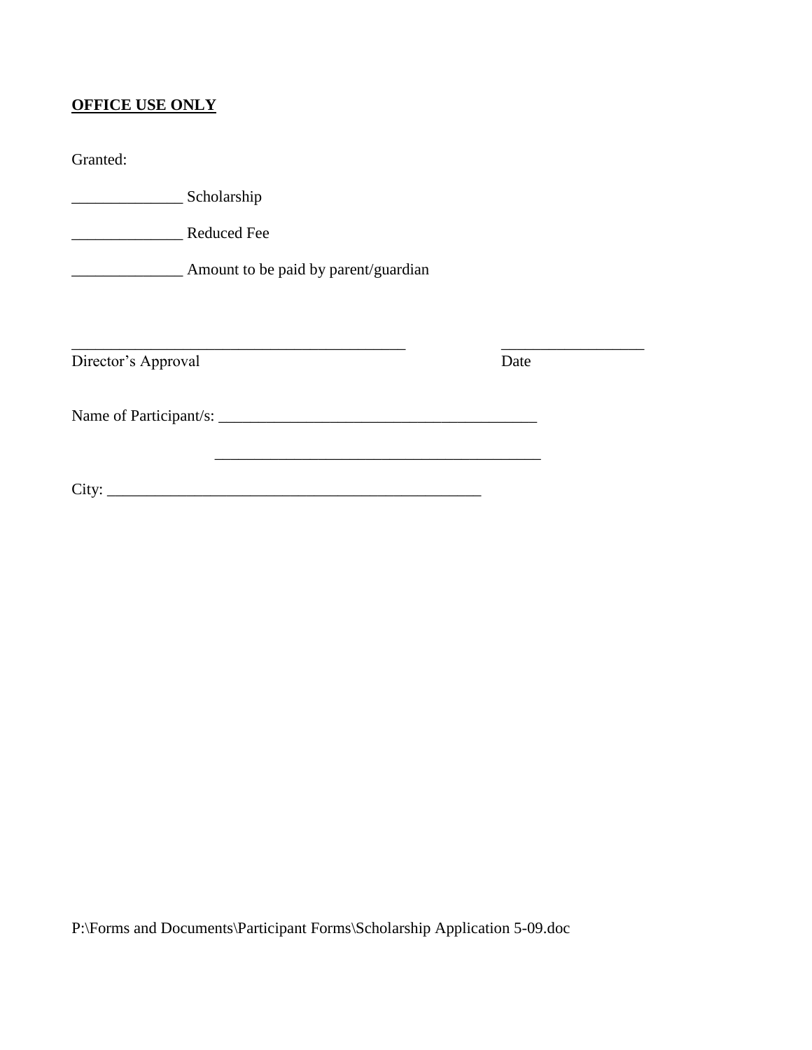**OFFICE USE ONLY**

Granted:

______________ Scholarship

______________ Reduced Fee

______________ Amount to be paid by parent/guardian

_____________________________________________ __________________

Director's Approval Date

Name of Participant/s: ________________________________________

________________________________________

City: ______________________________________________

P:\Forms and Documents\Participant Forms\Scholarship Application 5-09.doc